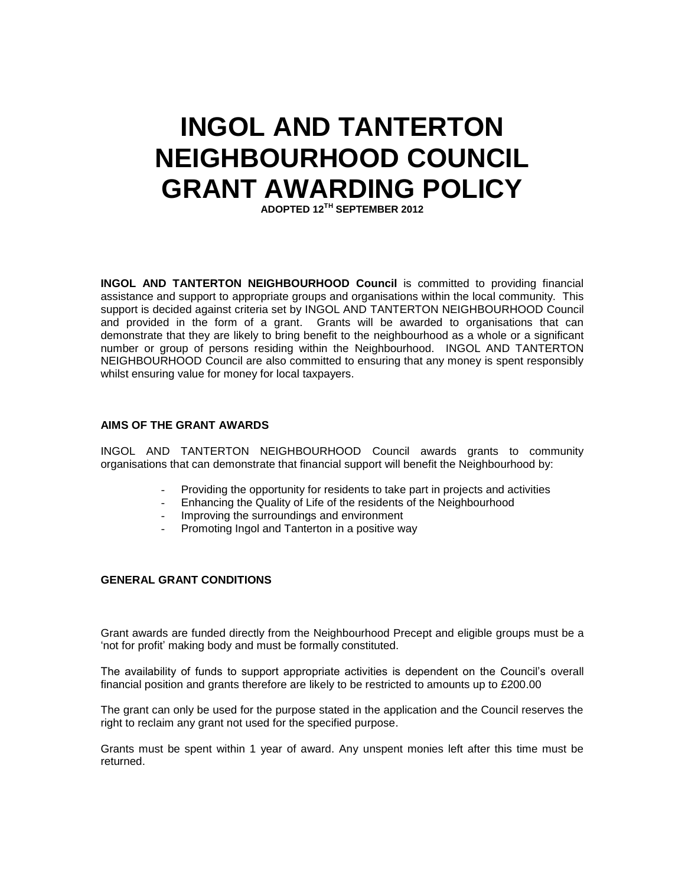# INGOL AND TANTERTON NEIGHBOURHOOD COUNCIL GRANT AWARDING POLICY

**ADOPTED 12TH SEPTEMBER 2012**

**INGOL AND TANTERTON NEIGHBOURHOOD Council** is committed to providing financial assistance and support to appropriate groups and organisations within the local community. This support is decided against criteria set by INGOL AND TANTERTON NEIGHBOURHOOD Council and provided in the form of a grant. Grants will be awarded to organisations that can demonstrate that they are likely to bring benefit to the neighbourhood as a whole or a significant number or group of persons residing within the Neighbourhood. INGOL AND TANTERTON NEIGHBOURHOOD Council are also committed to ensuring that any money is spent responsibly whilst ensuring value for money for local taxpayers.

### AIMS OF THE GRANT AWARDS

INGOL AND TANTERTON NEIGHBOURHOOD Council awards grants to community organisations that can demonstrate that financial support will benefit the Neighbourhood by:

- Providing the opportunity for residents to take part in projects and activities
- Enhancing the Quality of Life of the residents of the Neighbourhood
- Improving the surroundings and environment
- Promoting Ingol and Tanterton in a positive way

### GENERAL GRANT CONDITIONS

Grant awards are funded directly from the Neighbourhood Precept and eligible groups must be a 'not for profit' making body and must be formally constituted.

The availability of funds to support appropriate activities is dependent on the Council's overall financial position and grants therefore are likely to be restricted to amounts up to £200.00

The grant can only be used for the purpose stated in the application and the Council reserves the right to reclaim any grant not used for the specified purpose.

Grants must be spent within 1 year of award. Any unspent monies left after this time must be returned.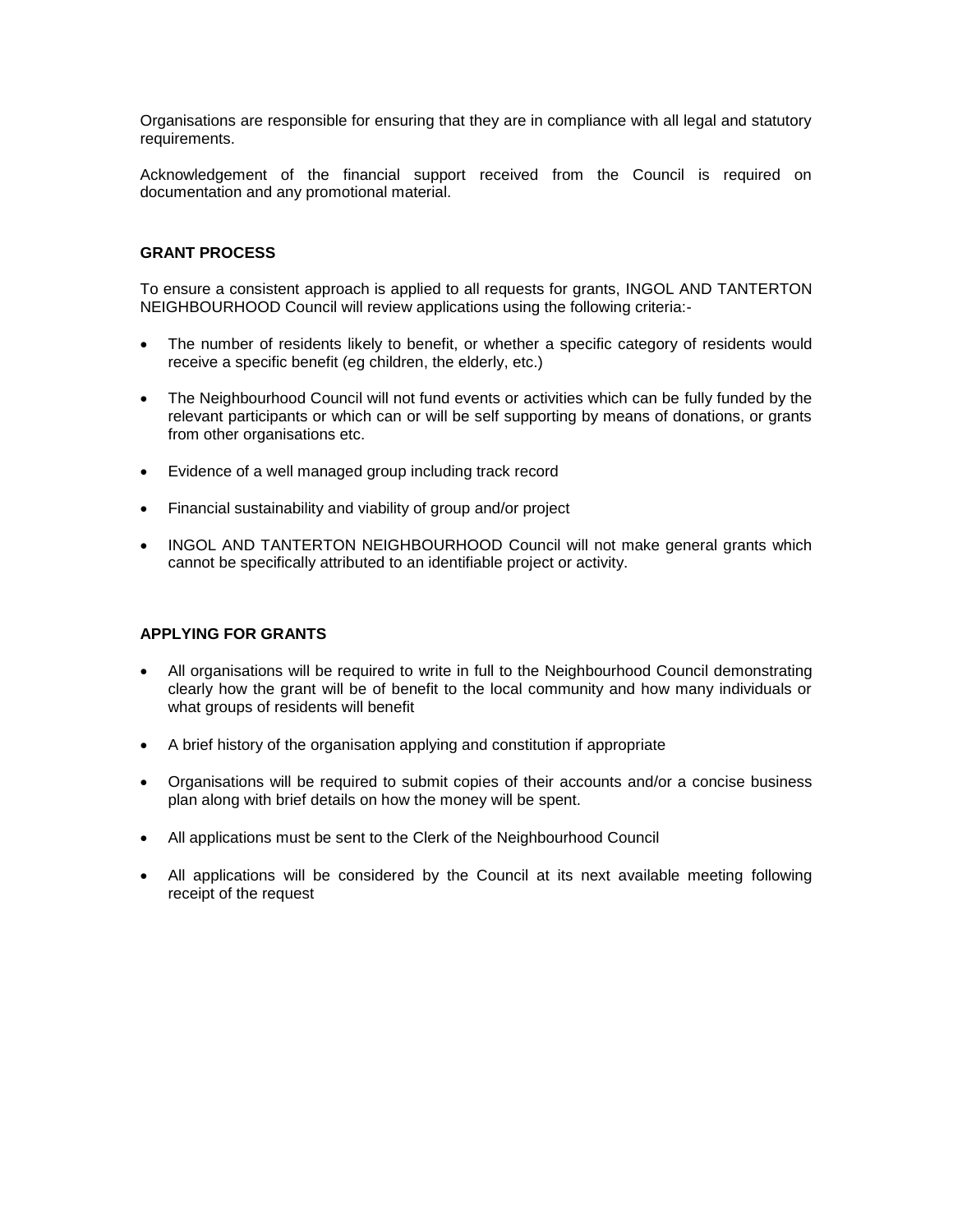Organisations are responsible for ensuring that they are in compliance with all legal and statutory requirements.

Acknowledgement of the financial support received from the Council is required on documentation and any promotional material.

## GRANT PROCESS

To ensure a consistent approach is applied to all requests for grants, INGOL AND TANTERTON NEIGHBOURHOOD Council will review applications using the following criteria:-

- The number of residents likely to benefit, or whether a specific category of residents would receive a specific benefit (eg children, the elderly, etc.)
- The Neighbourhood Council will not fund events or activities which can be fully funded by the relevant participants or which can or will be self supporting by means of donations, or grants from other organisations etc.
- Evidence of a well managed group including track record
- Financial sustainability and viability of group and/or project
- INGOL AND TANTERTON NEIGHBOURHOOD Council will not make general grants which cannot be specifically attributed to an identifiable project or activity.

## APPLYING FOR GRANTS

- All organisations will be required to write in full to the Neighbourhood Council demonstrating clearly how the grant will be of benefit to the local community and how many individuals or what groups of residents will benefit
- A brief history of the organisation applying and constitution if appropriate
- Organisations will be required to submit copies of their accounts and/or a concise business plan along with brief details on how the money will be spent.
- All applications must be sent to the Clerk of the Neighbourhood Council
- All applications will be considered by the Council at its next available meeting following receipt of the request